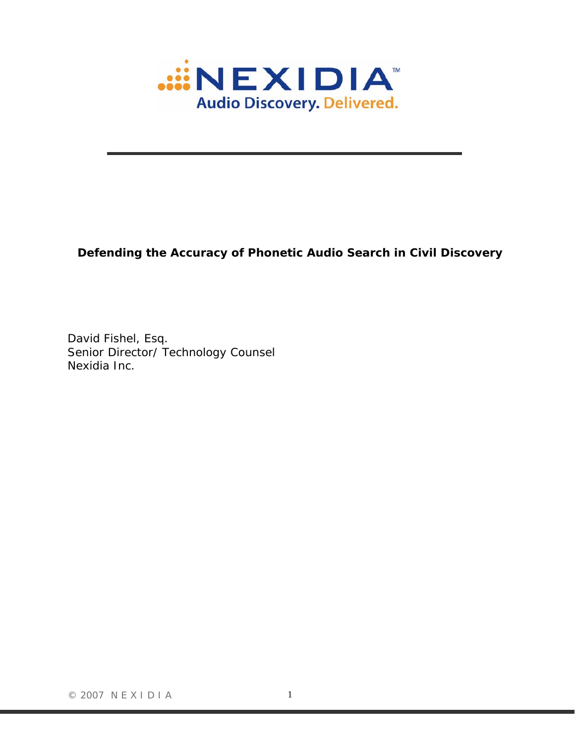# NEXIDIA

Audio Discovery. Delivered.

**Defending the Accuracy of Phonetic Audio Search in Civil Discovery**

David Fishel, Esq.
Senior Director/ Technology Counsel
Nexidia Inc.

© 2007 NEXIDIA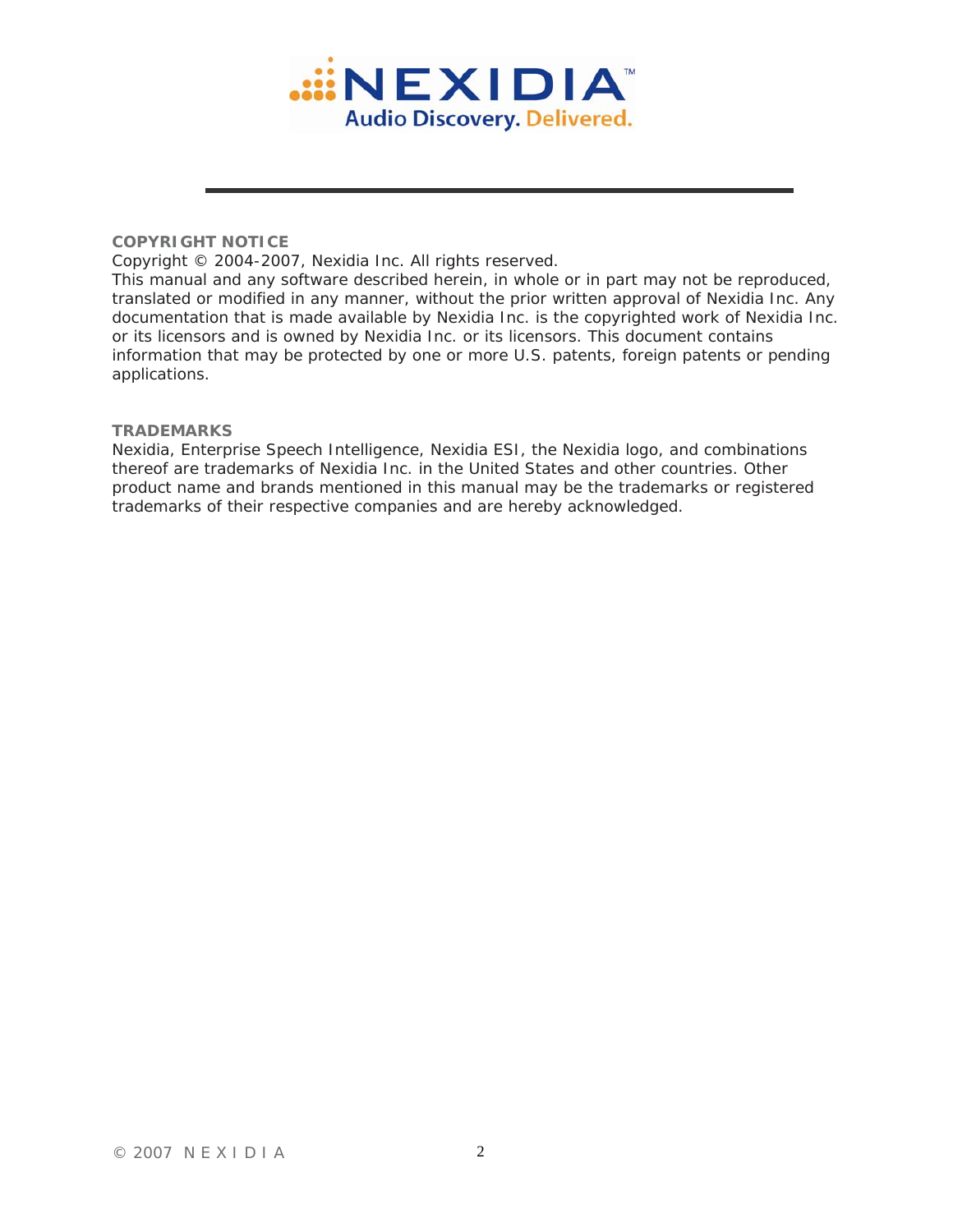**COPYRIGHT NOTICE**

Copyright © 2004-2007, Nexidia Inc. All rights reserved.
This manual and any software described herein, in whole or in part may not be reproduced, translated or modified in any manner, without the prior written approval of Nexidia Inc. Any documentation that is made available by Nexidia Inc. is the copyrighted work of Nexidia Inc. or its licensors and is owned by Nexidia Inc. or its licensors. This document contains information that may be protected by one or more U.S. patents, foreign patents or pending applications.

**TRADEMARKS**

Nexidia, Enterprise Speech Intelligence, Nexidia ESI, the Nexidia logo, and combinations thereof are trademarks of Nexidia Inc. in the United States and other countries. Other product name and brands mentioned in this manual may be the trademarks or registered trademarks of their respective companies and are hereby acknowledged.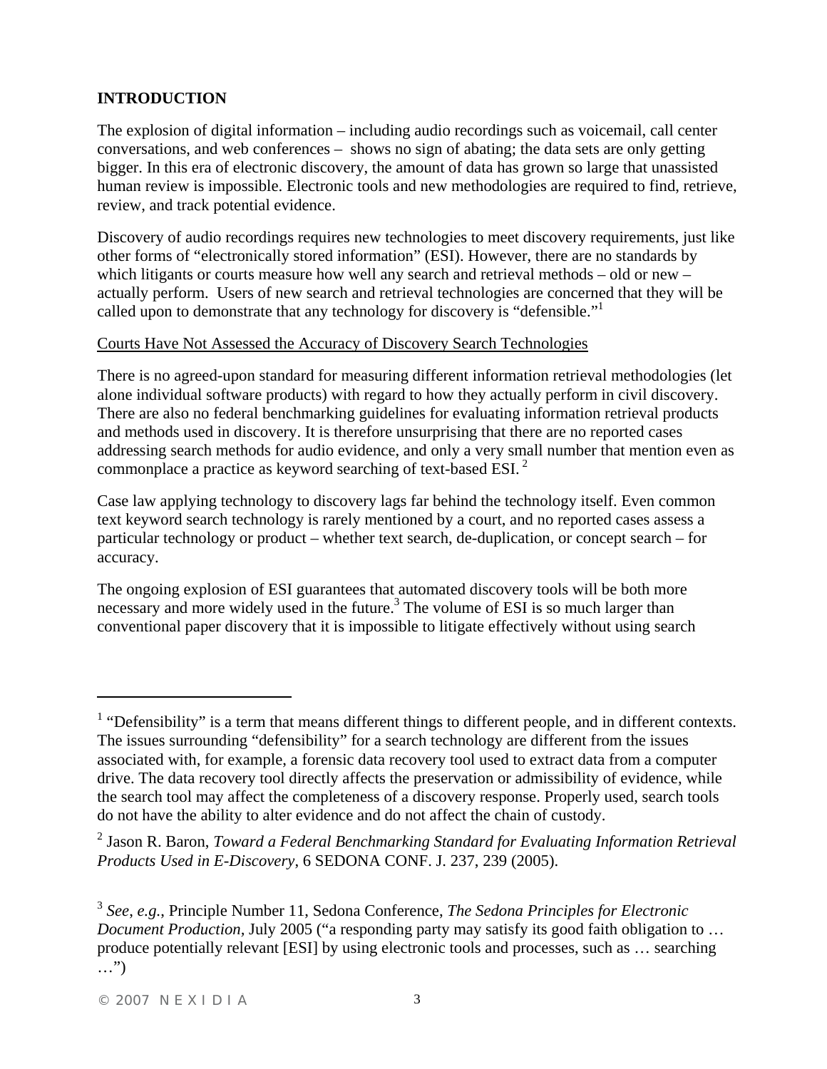## INTRODUCTION

The explosion of digital information – including audio recordings such as voicemail, call center conversations, and web conferences – shows no sign of abating; the data sets are only getting bigger. In this era of electronic discovery, the amount of data has grown so large that unassisted human review is impossible. Electronic tools and new methodologies are required to find, retrieve, review, and track potential evidence.

Discovery of audio recordings requires new technologies to meet discovery requirements, just like other forms of "electronically stored information" (ESI). However, there are no standards by which litigants or courts measure how well any search and retrieval methods – old or new – actually perform. Users of new search and retrieval technologies are concerned that they will be called upon to demonstrate that any technology for discovery is "defensible."[1]

<u>Courts Have Not Assessed the Accuracy of Discovery Search Technologies</u>

There is no agreed-upon standard for measuring different information retrieval methodologies (let alone individual software products) with regard to how they actually perform in civil discovery. There are also no federal benchmarking guidelines for evaluating information retrieval products and methods used in discovery. It is therefore unsurprising that there are no reported cases addressing search methods for audio evidence, and only a very small number that mention even as commonplace a practice as keyword searching of text-based ESI.[2]

Case law applying technology to discovery lags far behind the technology itself. Even common text keyword search technology is rarely mentioned by a court, and no reported cases assess a particular technology or product – whether text search, de-duplication, or concept search – for accuracy.

The ongoing explosion of ESI guarantees that automated discovery tools will be both more necessary and more widely used in the future.[3] The volume of ESI is so much larger than conventional paper discovery that it is impossible to litigate effectively without using search

---

[1] "Defensibility" is a term that means different things to different people, and in different contexts. The issues surrounding "defensibility" for a search technology are different from the issues associated with, for example, a forensic data recovery tool used to extract data from a computer drive. The data recovery tool directly affects the preservation or admissibility of evidence, while the search tool may affect the completeness of a discovery response. Properly used, search tools do not have the ability to alter evidence and do not affect the chain of custody.

[2] Jason R. Baron, *Toward a Federal Benchmarking Standard for Evaluating Information Retrieval Products Used in E-Discovery*, 6 SEDONA CONF. J. 237, 239 (2005).

[3] *See, e.g.*, Principle Number 11, Sedona Conference, *The Sedona Principles for Electronic Document Production*, July 2005 ("a responding party may satisfy its good faith obligation to … produce potentially relevant [ESI] by using electronic tools and processes, such as … searching …")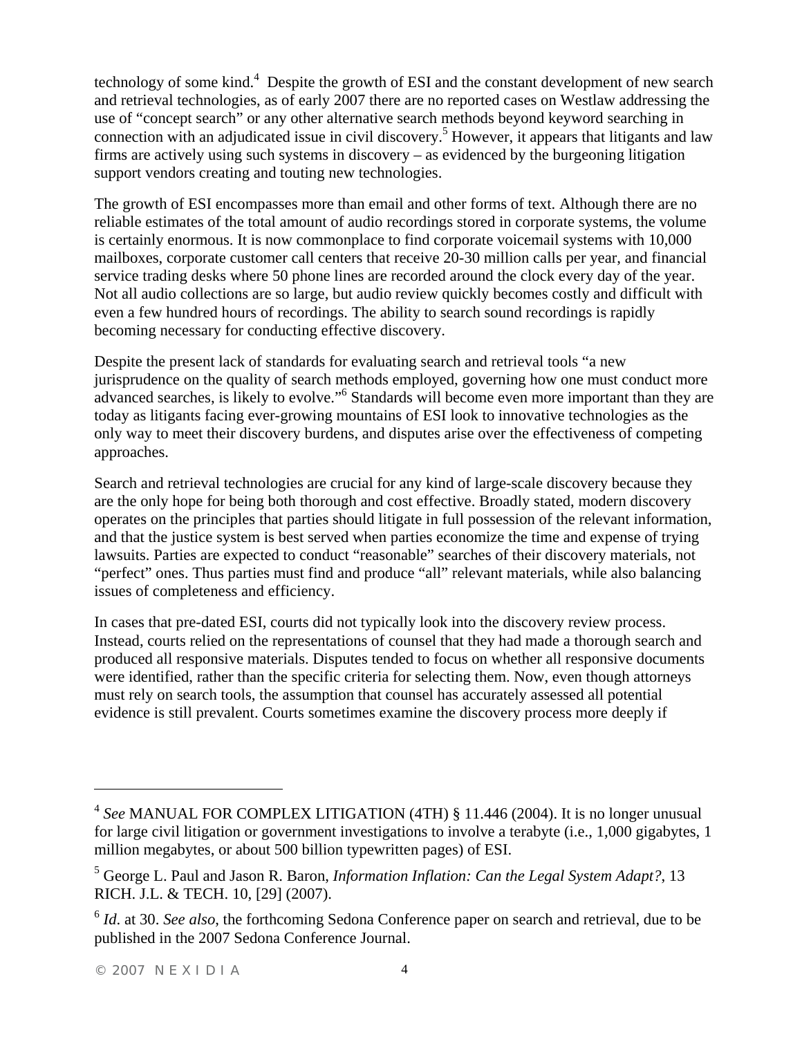technology of some kind.[4] Despite the growth of ESI and the constant development of new search and retrieval technologies, as of early 2007 there are no reported cases on Westlaw addressing the use of "concept search" or any other alternative search methods beyond keyword searching in connection with an adjudicated issue in civil discovery.[5] However, it appears that litigants and law firms are actively using such systems in discovery – as evidenced by the burgeoning litigation support vendors creating and touting new technologies.

The growth of ESI encompasses more than email and other forms of text. Although there are no reliable estimates of the total amount of audio recordings stored in corporate systems, the volume is certainly enormous. It is now commonplace to find corporate voicemail systems with 10,000 mailboxes, corporate customer call centers that receive 20-30 million calls per year, and financial service trading desks where 50 phone lines are recorded around the clock every day of the year. Not all audio collections are so large, but audio review quickly becomes costly and difficult with even a few hundred hours of recordings. The ability to search sound recordings is rapidly becoming necessary for conducting effective discovery.

Despite the present lack of standards for evaluating search and retrieval tools "a new jurisprudence on the quality of search methods employed, governing how one must conduct more advanced searches, is likely to evolve."[6] Standards will become even more important than they are today as litigants facing ever-growing mountains of ESI look to innovative technologies as the only way to meet their discovery burdens, and disputes arise over the effectiveness of competing approaches.

Search and retrieval technologies are crucial for any kind of large-scale discovery because they are the only hope for being both thorough and cost effective. Broadly stated, modern discovery operates on the principles that parties should litigate in full possession of the relevant information, and that the justice system is best served when parties economize the time and expense of trying lawsuits. Parties are expected to conduct "reasonable" searches of their discovery materials, not "perfect" ones. Thus parties must find and produce "all" relevant materials, while also balancing issues of completeness and efficiency.

In cases that pre-dated ESI, courts did not typically look into the discovery review process. Instead, courts relied on the representations of counsel that they had made a thorough search and produced all responsive materials. Disputes tended to focus on whether all responsive documents were identified, rather than the specific criteria for selecting them. Now, even though attorneys must rely on search tools, the assumption that counsel has accurately assessed all potential evidence is still prevalent. Courts sometimes examine the discovery process more deeply if

---

[4] *See* MANUAL FOR COMPLEX LITIGATION (4TH) § 11.446 (2004). It is no longer unusual for large civil litigation or government investigations to involve a terabyte (i.e., 1,000 gigabytes, 1 million megabytes, or about 500 billion typewritten pages) of ESI.

[5] George L. Paul and Jason R. Baron, *Information Inflation: Can the Legal System Adapt?*, 13 RICH. J.L. & TECH. 10, [29] (2007).

[6] *Id*. at 30. *See also*, the forthcoming Sedona Conference paper on search and retrieval, due to be published in the 2007 Sedona Conference Journal.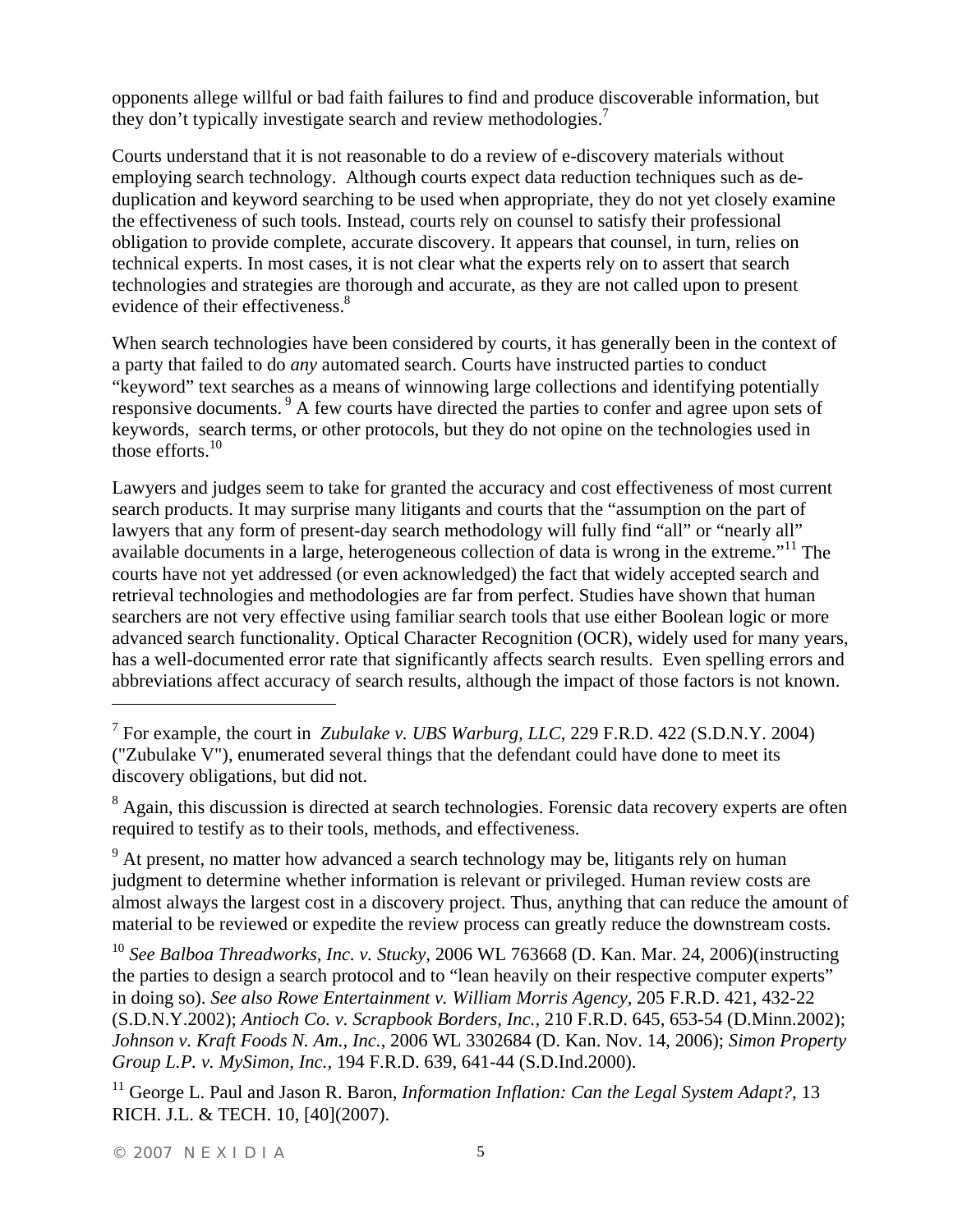opponents allege willful or bad faith failures to find and produce discoverable information, but they don't typically investigate search and review methodologies.[7]

Courts understand that it is not reasonable to do a review of e-discovery materials without employing search technology. Although courts expect data reduction techniques such as de-duplication and keyword searching to be used when appropriate, they do not yet closely examine the effectiveness of such tools. Instead, courts rely on counsel to satisfy their professional obligation to provide complete, accurate discovery. It appears that counsel, in turn, relies on technical experts. In most cases, it is not clear what the experts rely on to assert that search technologies and strategies are thorough and accurate, as they are not called upon to present evidence of their effectiveness.[8]

When search technologies have been considered by courts, it has generally been in the context of a party that failed to do *any* automated search. Courts have instructed parties to conduct "keyword" text searches as a means of winnowing large collections and identifying potentially responsive documents.[9] A few courts have directed the parties to confer and agree upon sets of keywords, search terms, or other protocols, but they do not opine on the technologies used in those efforts.[10]

Lawyers and judges seem to take for granted the accuracy and cost effectiveness of most current search products. It may surprise many litigants and courts that the "assumption on the part of lawyers that any form of present-day search methodology will fully find "all" or "nearly all" available documents in a large, heterogeneous collection of data is wrong in the extreme."[11] The courts have not yet addressed (or even acknowledged) the fact that widely accepted search and retrieval technologies and methodologies are far from perfect. Studies have shown that human searchers are not very effective using familiar search tools that use either Boolean logic or more advanced search functionality. Optical Character Recognition (OCR), widely used for many years, has a well-documented error rate that significantly affects search results. Even spelling errors and abbreviations affect accuracy of search results, although the impact of those factors is not known.

---

[7] For example, the court in *Zubulake v. UBS Warburg, LLC*, 229 F.R.D. 422 (S.D.N.Y. 2004) ("Zubulake V"), enumerated several things that the defendant could have done to meet its discovery obligations, but did not.

[8] Again, this discussion is directed at search technologies. Forensic data recovery experts are often required to testify as to their tools, methods, and effectiveness.

[9] At present, no matter how advanced a search technology may be, litigants rely on human judgment to determine whether information is relevant or privileged. Human review costs are almost always the largest cost in a discovery project. Thus, anything that can reduce the amount of material to be reviewed or expedite the review process can greatly reduce the downstream costs.

[10] *See Balboa Threadworks, Inc. v. Stucky*, 2006 WL 763668 (D. Kan. Mar. 24, 2006)(instructing the parties to design a search protocol and to "lean heavily on their respective computer experts" in doing so). *See also Rowe Entertainment v. William Morris Agency*, 205 F.R.D. 421, 432-22 (S.D.N.Y.2002); *Antioch Co. v. Scrapbook Borders, Inc.*, 210 F.R.D. 645, 653-54 (D.Minn.2002); *Johnson v. Kraft Foods N. Am., Inc.*, 2006 WL 3302684 (D. Kan. Nov. 14, 2006); *Simon Property Group L.P. v. MySimon, Inc.*, 194 F.R.D. 639, 641-44 (S.D.Ind.2000).

[11] George L. Paul and Jason R. Baron, *Information Inflation: Can the Legal System Adapt?*, 13 RICH. J.L. & TECH. 10, [40](2007).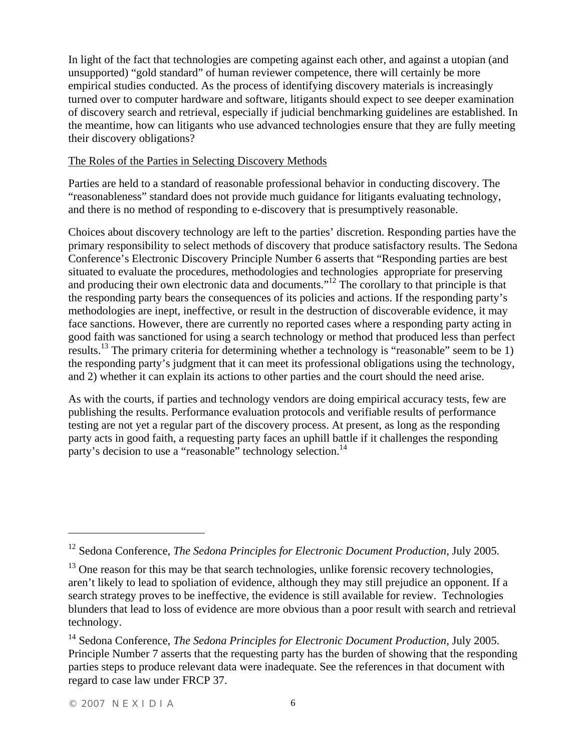In light of the fact that technologies are competing against each other, and against a utopian (and unsupported) "gold standard" of human reviewer competence, there will certainly be more empirical studies conducted. As the process of identifying discovery materials is increasingly turned over to computer hardware and software, litigants should expect to see deeper examination of discovery search and retrieval, especially if judicial benchmarking guidelines are established. In the meantime, how can litigants who use advanced technologies ensure that they are fully meeting their discovery obligations?

## The Roles of the Parties in Selecting Discovery Methods

Parties are held to a standard of reasonable professional behavior in conducting discovery. The "reasonableness" standard does not provide much guidance for litigants evaluating technology, and there is no method of responding to e-discovery that is presumptively reasonable.

Choices about discovery technology are left to the parties' discretion. Responding parties have the primary responsibility to select methods of discovery that produce satisfactory results. The Sedona Conference's Electronic Discovery Principle Number 6 asserts that "Responding parties are best situated to evaluate the procedures, methodologies and technologies appropriate for preserving and producing their own electronic data and documents."[12] The corollary to that principle is that the responding party bears the consequences of its policies and actions. If the responding party's methodologies are inept, ineffective, or result in the destruction of discoverable evidence, it may face sanctions. However, there are currently no reported cases where a responding party acting in good faith was sanctioned for using a search technology or method that produced less than perfect results.[13] The primary criteria for determining whether a technology is "reasonable" seem to be 1) the responding party's judgment that it can meet its professional obligations using the technology, and 2) whether it can explain its actions to other parties and the court should the need arise.

As with the courts, if parties and technology vendors are doing empirical accuracy tests, few are publishing the results. Performance evaluation protocols and verifiable results of performance testing are not yet a regular part of the discovery process. At present, as long as the responding party acts in good faith, a requesting party faces an uphill battle if it challenges the responding party's decision to use a "reasonable" technology selection.[14]

---

[12] Sedona Conference, *The Sedona Principles for Electronic Document Production*, July 2005.

[13] One reason for this may be that search technologies, unlike forensic recovery technologies, aren't likely to lead to spoliation of evidence, although they may still prejudice an opponent. If a search strategy proves to be ineffective, the evidence is still available for review. Technologies blunders that lead to loss of evidence are more obvious than a poor result with search and retrieval technology.

[14] Sedona Conference, *The Sedona Principles for Electronic Document Production*, July 2005. Principle Number 7 asserts that the requesting party has the burden of showing that the responding parties steps to produce relevant data were inadequate. See the references in that document with regard to case law under FRCP 37.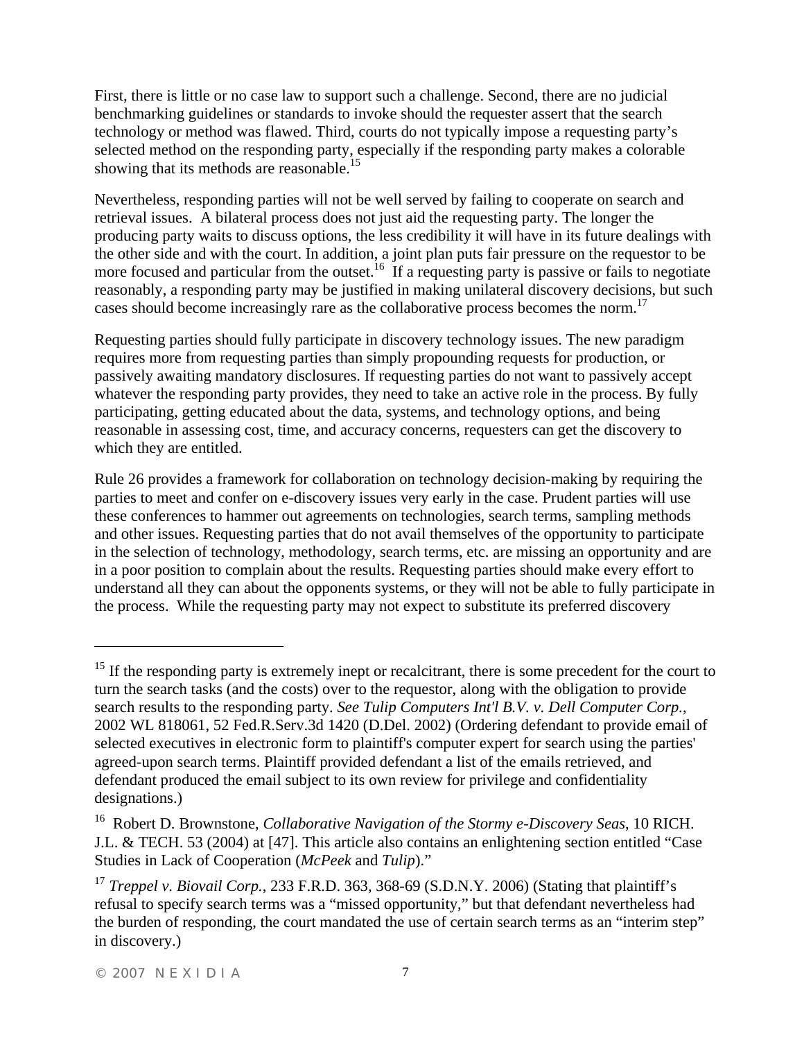First, there is little or no case law to support such a challenge. Second, there are no judicial benchmarking guidelines or standards to invoke should the requester assert that the search technology or method was flawed. Third, courts do not typically impose a requesting party's selected method on the responding party, especially if the responding party makes a colorable showing that its methods are reasonable.[15]

Nevertheless, responding parties will not be well served by failing to cooperate on search and retrieval issues. A bilateral process does not just aid the requesting party. The longer the producing party waits to discuss options, the less credibility it will have in its future dealings with the other side and with the court. In addition, a joint plan puts fair pressure on the requestor to be more focused and particular from the outset.[16] If a requesting party is passive or fails to negotiate reasonably, a responding party may be justified in making unilateral discovery decisions, but such cases should become increasingly rare as the collaborative process becomes the norm.[17]

Requesting parties should fully participate in discovery technology issues. The new paradigm requires more from requesting parties than simply propounding requests for production, or passively awaiting mandatory disclosures. If requesting parties do not want to passively accept whatever the responding party provides, they need to take an active role in the process. By fully participating, getting educated about the data, systems, and technology options, and being reasonable in assessing cost, time, and accuracy concerns, requesters can get the discovery to which they are entitled.

Rule 26 provides a framework for collaboration on technology decision-making by requiring the parties to meet and confer on e-discovery issues very early in the case. Prudent parties will use these conferences to hammer out agreements on technologies, search terms, sampling methods and other issues. Requesting parties that do not avail themselves of the opportunity to participate in the selection of technology, methodology, search terms, etc. are missing an opportunity and are in a poor position to complain about the results. Requesting parties should make every effort to understand all they can about the opponents systems, or they will not be able to fully participate in the process. While the requesting party may not expect to substitute its preferred discovery

---

[15] If the responding party is extremely inept or recalcitrant, there is some precedent for the court to turn the search tasks (and the costs) over to the requestor, along with the obligation to provide search results to the responding party. *See Tulip Computers Int'l B.V. v. Dell Computer Corp.*, 2002 WL 818061, 52 Fed.R.Serv.3d 1420 (D.Del. 2002) (Ordering defendant to provide email of selected executives in electronic form to plaintiff's computer expert for search using the parties' agreed-upon search terms. Plaintiff provided defendant a list of the emails retrieved, and defendant produced the email subject to its own review for privilege and confidentiality designations.)

[16] Robert D. Brownstone, *Collaborative Navigation of the Stormy e-Discovery Seas*, 10 RICH. J.L. & TECH. 53 (2004) at [47]. This article also contains an enlightening section entitled "Case Studies in Lack of Cooperation (*McPeek* and *Tulip*)."

[17] *Treppel v. Biovail Corp.*, 233 F.R.D. 363, 368-69 (S.D.N.Y. 2006) (Stating that plaintiff's refusal to specify search terms was a "missed opportunity," but that defendant nevertheless had the burden of responding, the court mandated the use of certain search terms as an "interim step" in discovery.)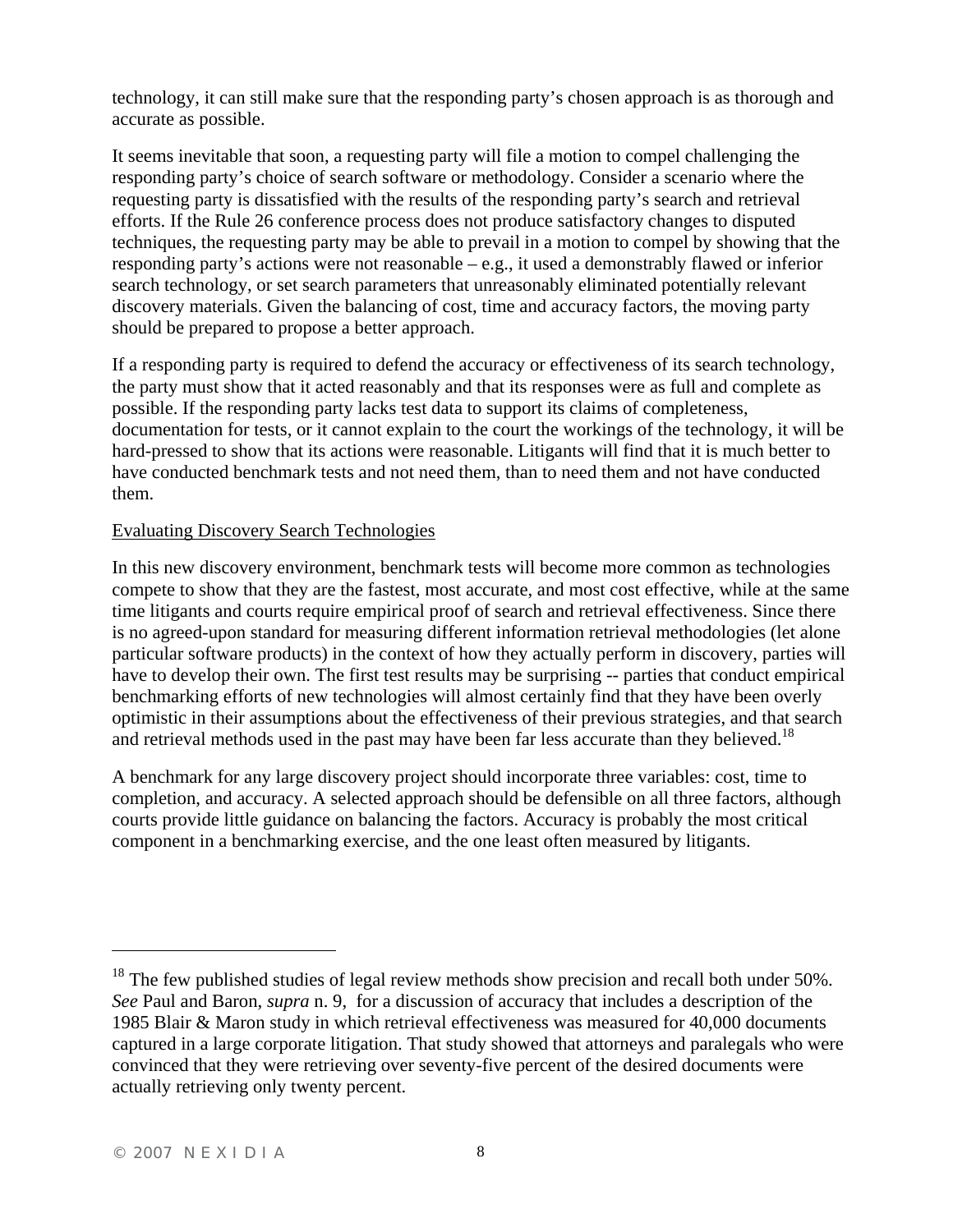technology, it can still make sure that the responding party's chosen approach is as thorough and accurate as possible.

It seems inevitable that soon, a requesting party will file a motion to compel challenging the responding party's choice of search software or methodology. Consider a scenario where the requesting party is dissatisfied with the results of the responding party's search and retrieval efforts. If the Rule 26 conference process does not produce satisfactory changes to disputed techniques, the requesting party may be able to prevail in a motion to compel by showing that the responding party's actions were not reasonable – e.g., it used a demonstrably flawed or inferior search technology, or set search parameters that unreasonably eliminated potentially relevant discovery materials. Given the balancing of cost, time and accuracy factors, the moving party should be prepared to propose a better approach.

If a responding party is required to defend the accuracy or effectiveness of its search technology, the party must show that it acted reasonably and that its responses were as full and complete as possible. If the responding party lacks test data to support its claims of completeness, documentation for tests, or it cannot explain to the court the workings of the technology, it will be hard-pressed to show that its actions were reasonable. Litigants will find that it is much better to have conducted benchmark tests and not need them, than to need them and not have conducted them.

<u>Evaluating Discovery Search Technologies</u>

In this new discovery environment, benchmark tests will become more common as technologies compete to show that they are the fastest, most accurate, and most cost effective, while at the same time litigants and courts require empirical proof of search and retrieval effectiveness. Since there is no agreed-upon standard for measuring different information retrieval methodologies (let alone particular software products) in the context of how they actually perform in discovery, parties will have to develop their own. The first test results may be surprising -- parties that conduct empirical benchmarking efforts of new technologies will almost certainly find that they have been overly optimistic in their assumptions about the effectiveness of their previous strategies, and that search and retrieval methods used in the past may have been far less accurate than they believed.[18]

A benchmark for any large discovery project should incorporate three variables: cost, time to completion, and accuracy. A selected approach should be defensible on all three factors, although courts provide little guidance on balancing the factors. Accuracy is probably the most critical component in a benchmarking exercise, and the one least often measured by litigants.

---

[18] The few published studies of legal review methods show precision and recall both under 50%. *See* Paul and Baron, *supra* n. 9, for a discussion of accuracy that includes a description of the 1985 Blair & Maron study in which retrieval effectiveness was measured for 40,000 documents captured in a large corporate litigation. That study showed that attorneys and paralegals who were convinced that they were retrieving over seventy-five percent of the desired documents were actually retrieving only twenty percent.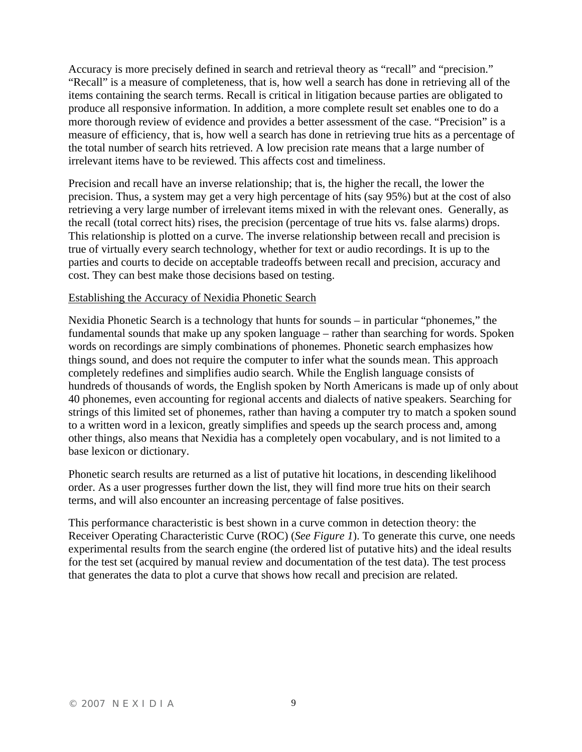Accuracy is more precisely defined in search and retrieval theory as "recall" and "precision." "Recall" is a measure of completeness, that is, how well a search has done in retrieving all of the items containing the search terms. Recall is critical in litigation because parties are obligated to produce all responsive information. In addition, a more complete result set enables one to do a more thorough review of evidence and provides a better assessment of the case. "Precision" is a measure of efficiency, that is, how well a search has done in retrieving true hits as a percentage of the total number of search hits retrieved. A low precision rate means that a large number of irrelevant items have to be reviewed. This affects cost and timeliness.

Precision and recall have an inverse relationship; that is, the higher the recall, the lower the precision. Thus, a system may get a very high percentage of hits (say 95%) but at the cost of also retrieving a very large number of irrelevant items mixed in with the relevant ones. Generally, as the recall (total correct hits) rises, the precision (percentage of true hits vs. false alarms) drops. This relationship is plotted on a curve. The inverse relationship between recall and precision is true of virtually every search technology, whether for text or audio recordings. It is up to the parties and courts to decide on acceptable tradeoffs between recall and precision, accuracy and cost. They can best make those decisions based on testing.

<u>Establishing the Accuracy of Nexidia Phonetic Search</u>

Nexidia Phonetic Search is a technology that hunts for sounds – in particular "phonemes," the fundamental sounds that make up any spoken language – rather than searching for words. Spoken words on recordings are simply combinations of phonemes. Phonetic search emphasizes how things sound, and does not require the computer to infer what the sounds mean. This approach completely redefines and simplifies audio search. While the English language consists of hundreds of thousands of words, the English spoken by North Americans is made up of only about 40 phonemes, even accounting for regional accents and dialects of native speakers. Searching for strings of this limited set of phonemes, rather than having a computer try to match a spoken sound to a written word in a lexicon, greatly simplifies and speeds up the search process and, among other things, also means that Nexidia has a completely open vocabulary, and is not limited to a base lexicon or dictionary.

Phonetic search results are returned as a list of putative hit locations, in descending likelihood order. As a user progresses further down the list, they will find more true hits on their search terms, and will also encounter an increasing percentage of false positives.

This performance characteristic is best shown in a curve common in detection theory: the Receiver Operating Characteristic Curve (ROC) (*See Figure 1*). To generate this curve, one needs experimental results from the search engine (the ordered list of putative hits) and the ideal results for the test set (acquired by manual review and documentation of the test data). The test process that generates the data to plot a curve that shows how recall and precision are related.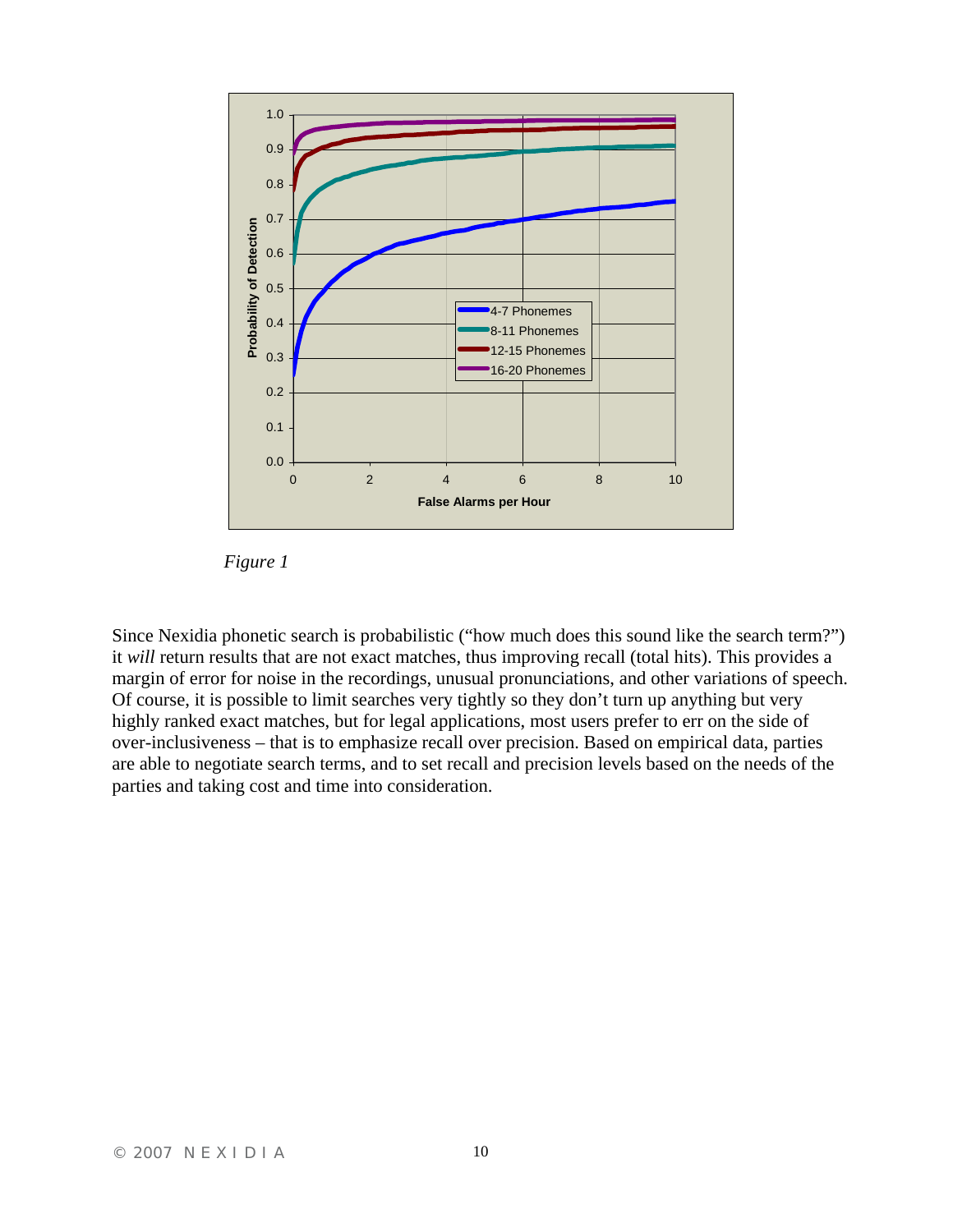*Figure 1*

Since Nexidia phonetic search is probabilistic ("how much does this sound like the search term?") it *will* return results that are not exact matches, thus improving recall (total hits). This provides a margin of error for noise in the recordings, unusual pronunciations, and other variations of speech. Of course, it is possible to limit searches very tightly so they don't turn up anything but very highly ranked exact matches, but for legal applications, most users prefer to err on the side of over-inclusiveness – that is to emphasize recall over precision. Based on empirical data, parties are able to negotiate search terms, and to set recall and precision levels based on the needs of the parties and taking cost and time into consideration.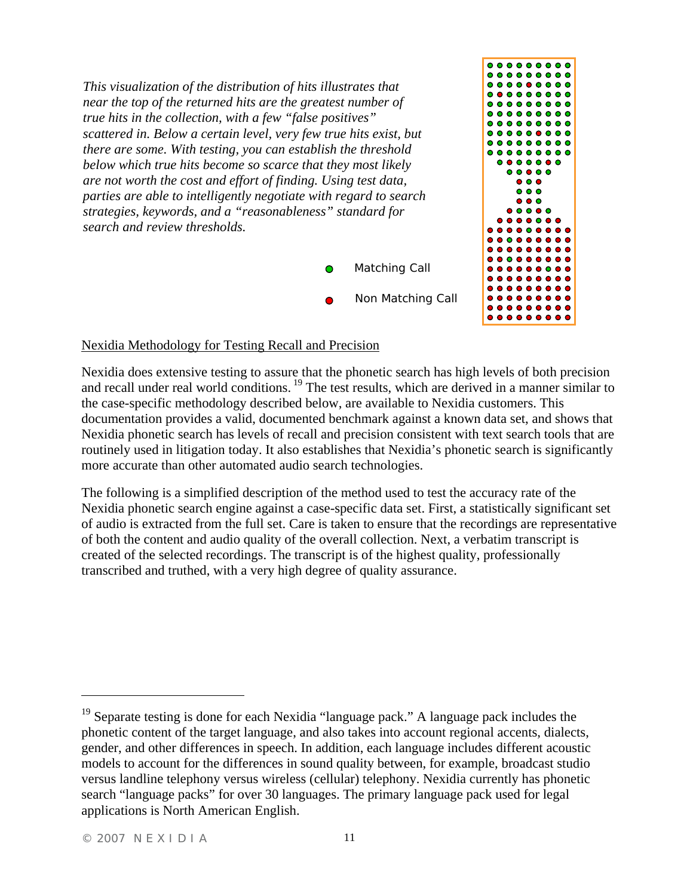*This visualization of the distribution of hits illustrates that near the top of the returned hits are the greatest number of true hits in the collection, with a few "false positives" scattered in. Below a certain level, very few true hits exist, but there are some. With testing, you can establish the threshold below which true hits become so scarce that they most likely are not worth the cost and effort of finding. Using test data, parties are able to intelligently negotiate with regard to search strategies, keywords, and a "reasonableness" standard for search and review thresholds.*

Matching Call

Non Matching Call

Nexidia Methodology for Testing Recall and Precision

Nexidia does extensive testing to assure that the phonetic search has high levels of both precision and recall under real world conditions.[19] The test results, which are derived in a manner similar to the case-specific methodology described below, are available to Nexidia customers. This documentation provides a valid, documented benchmark against a known data set, and shows that Nexidia phonetic search has levels of recall and precision consistent with text search tools that are routinely used in litigation today. It also establishes that Nexidia's phonetic search is significantly more accurate than other automated audio search technologies.

The following is a simplified description of the method used to test the accuracy rate of the Nexidia phonetic search engine against a case-specific data set. First, a statistically significant set of audio is extracted from the full set. Care is taken to ensure that the recordings are representative of both the content and audio quality of the overall collection. Next, a verbatim transcript is created of the selected recordings. The transcript is of the highest quality, professionally transcribed and truthed, with a very high degree of quality assurance.

[19] Separate testing is done for each Nexidia "language pack." A language pack includes the phonetic content of the target language, and also takes into account regional accents, dialects, gender, and other differences in speech. In addition, each language includes different acoustic models to account for the differences in sound quality between, for example, broadcast studio versus landline telephony versus wireless (cellular) telephony. Nexidia currently has phonetic search "language packs" for over 30 languages. The primary language pack used for legal applications is North American English.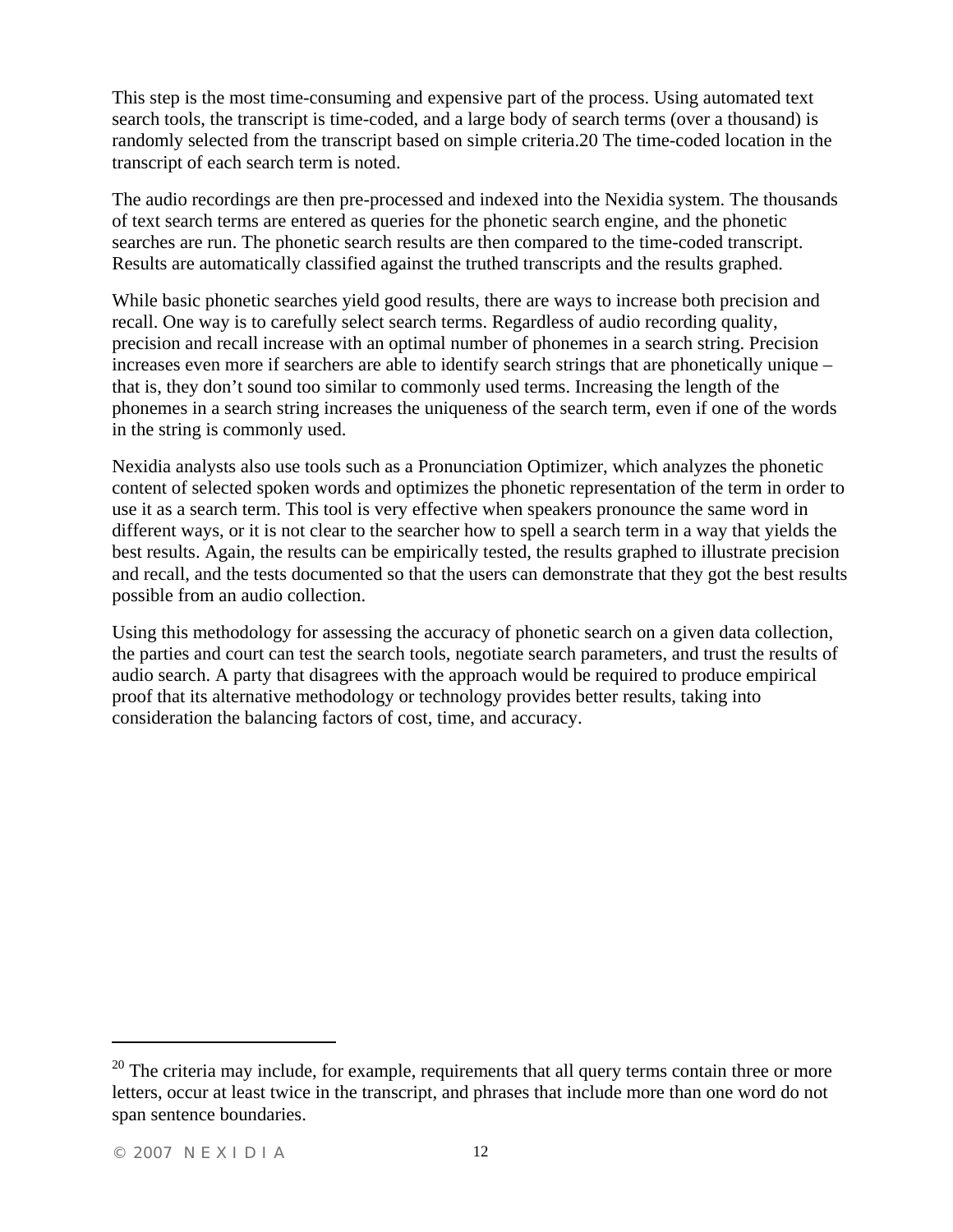This step is the most time-consuming and expensive part of the process. Using automated text search tools, the transcript is time-coded, and a large body of search terms (over a thousand) is randomly selected from the transcript based on simple criteria.[20] The time-coded location in the transcript of each search term is noted.

The audio recordings are then pre-processed and indexed into the Nexidia system. The thousands of text search terms are entered as queries for the phonetic search engine, and the phonetic searches are run. The phonetic search results are then compared to the time-coded transcript. Results are automatically classified against the truthed transcripts and the results graphed.

While basic phonetic searches yield good results, there are ways to increase both precision and recall. One way is to carefully select search terms. Regardless of audio recording quality, precision and recall increase with an optimal number of phonemes in a search string. Precision increases even more if searchers are able to identify search strings that are phonetically unique – that is, they don't sound too similar to commonly used terms. Increasing the length of the phonemes in a search string increases the uniqueness of the search term, even if one of the words in the string is commonly used.

Nexidia analysts also use tools such as a Pronunciation Optimizer, which analyzes the phonetic content of selected spoken words and optimizes the phonetic representation of the term in order to use it as a search term. This tool is very effective when speakers pronounce the same word in different ways, or it is not clear to the searcher how to spell a search term in a way that yields the best results. Again, the results can be empirically tested, the results graphed to illustrate precision and recall, and the tests documented so that the users can demonstrate that they got the best results possible from an audio collection.

Using this methodology for assessing the accuracy of phonetic search on a given data collection, the parties and court can test the search tools, negotiate search parameters, and trust the results of audio search. A party that disagrees with the approach would be required to produce empirical proof that its alternative methodology or technology provides better results, taking into consideration the balancing factors of cost, time, and accuracy.

---

[20] The criteria may include, for example, requirements that all query terms contain three or more letters, occur at least twice in the transcript, and phrases that include more than one word do not span sentence boundaries.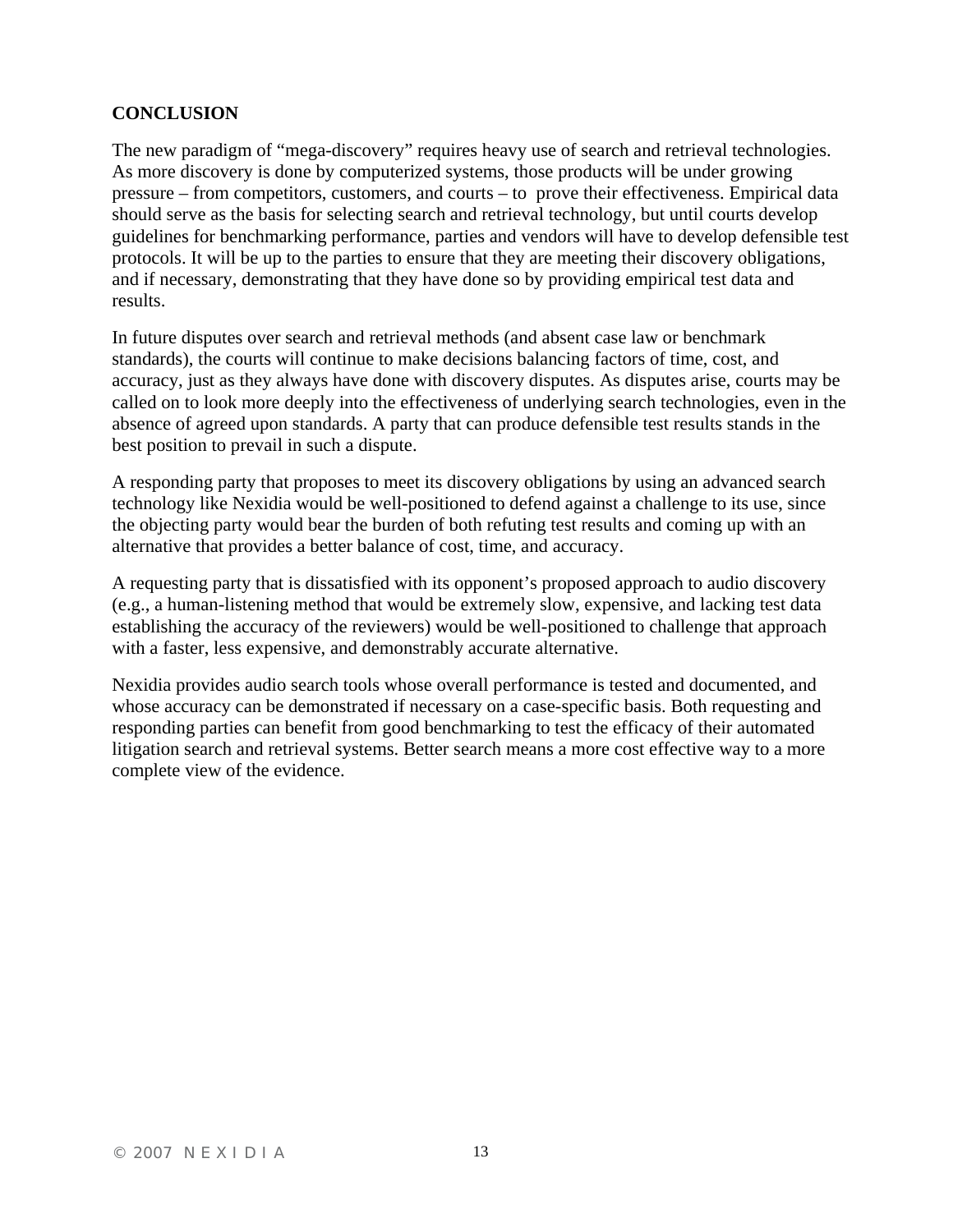## CONCLUSION

The new paradigm of "mega-discovery" requires heavy use of search and retrieval technologies. As more discovery is done by computerized systems, those products will be under growing pressure – from competitors, customers, and courts – to prove their effectiveness. Empirical data should serve as the basis for selecting search and retrieval technology, but until courts develop guidelines for benchmarking performance, parties and vendors will have to develop defensible test protocols. It will be up to the parties to ensure that they are meeting their discovery obligations, and if necessary, demonstrating that they have done so by providing empirical test data and results.

In future disputes over search and retrieval methods (and absent case law or benchmark standards), the courts will continue to make decisions balancing factors of time, cost, and accuracy, just as they always have done with discovery disputes. As disputes arise, courts may be called on to look more deeply into the effectiveness of underlying search technologies, even in the absence of agreed upon standards. A party that can produce defensible test results stands in the best position to prevail in such a dispute.

A responding party that proposes to meet its discovery obligations by using an advanced search technology like Nexidia would be well-positioned to defend against a challenge to its use, since the objecting party would bear the burden of both refuting test results and coming up with an alternative that provides a better balance of cost, time, and accuracy.

A requesting party that is dissatisfied with its opponent's proposed approach to audio discovery (e.g., a human-listening method that would be extremely slow, expensive, and lacking test data establishing the accuracy of the reviewers) would be well-positioned to challenge that approach with a faster, less expensive, and demonstrably accurate alternative.

Nexidia provides audio search tools whose overall performance is tested and documented, and whose accuracy can be demonstrated if necessary on a case-specific basis. Both requesting and responding parties can benefit from good benchmarking to test the efficacy of their automated litigation search and retrieval systems. Better search means a more cost effective way to a more complete view of the evidence.